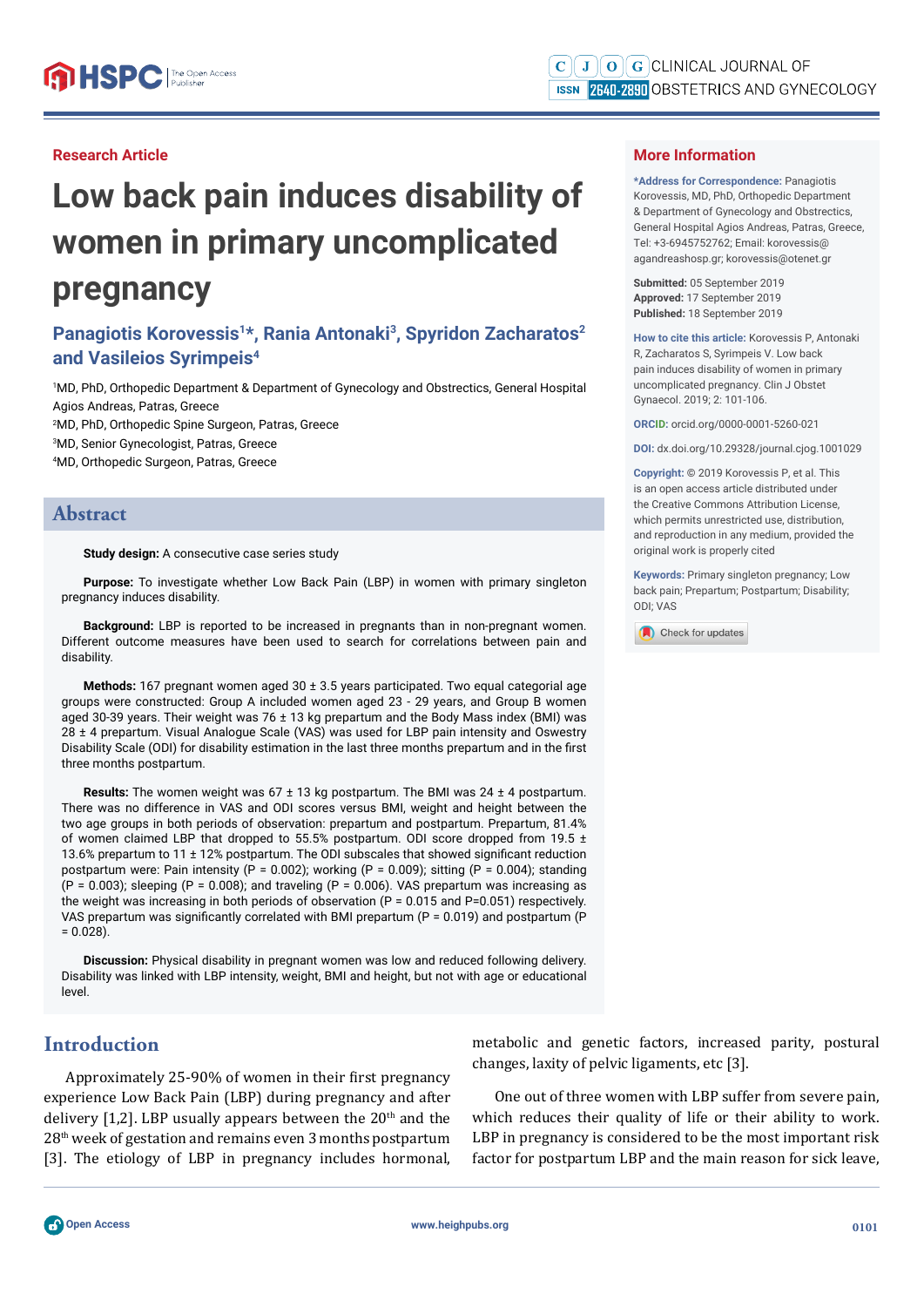Research Article

# Low back pain induces disability of women in primary uncomplicated pregnancy

**Panagiotis Korovessis[1]*, Rania Antonaki[3], Spyridon Zacharatos[2] and Vasileios Syrimpeis[4]**

[1]MD, PhD, Orthopedic Department & Department of Gynecology and Obstrectics, General Hospital Agios Andreas, Patras, Greece
[2]MD, PhD, Orthopedic Spine Surgeon, Patras, Greece
[3]MD, Senior Gynecologist, Patras, Greece
[4]MD, Orthopedic Surgeon, Patras, Greece

## More Information

**\*Address for Correspondence:** Panagiotis Korovessis, MD, PhD, Orthopedic Department & Department of Gynecology and Obstrectics, General Hospital Agios Andreas, Patras, Greece, Tel: +3-6945752762; Email: korovessis@agandreashosp.gr; korovessis@otenet.gr

**Submitted:** 05 September 2019
**Approved:** 17 September 2019
**Published:** 18 September 2019

**How to cite this article:** Korovessis P, Antonaki R, Zacharatos S, Syrimpeis V. Low back pain induces disability of women in primary uncomplicated pregnancy. Clin J Obstet Gynaecol. 2019; 2: 101-106.

**ORCID:** orcid.org/0000-0001-5260-021

**DOI:** dx.doi.org/10.29328/journal.cjog.1001029

**Copyright:** © 2019 Korovessis P, et al. This is an open access article distributed under the Creative Commons Attribution License, which permits unrestricted use, distribution, and reproduction in any medium, provided the original work is properly cited

**Keywords:** Primary singleton pregnancy; Low back pain; Prepartum; Postpartum; Disability; ODI; VAS

## Abstract

**Study design:** A consecutive case series study

**Purpose:** To investigate whether Low Back Pain (LBP) in women with primary singleton pregnancy induces disability.

**Background:** LBP is reported to be increased in pregnants than in non-pregnant women. Different outcome measures have been used to search for correlations between pain and disability.

**Methods:** 167 pregnant women aged 30 ± 3.5 years participated. Two equal categorial age groups were constructed: Group A included women aged 23 - 29 years, and Group B women aged 30-39 years. Their weight was 76 ± 13 kg prepartum and the Body Mass index (BMI) was 28 ± 4 prepartum. Visual Analogue Scale (VAS) was used for LBP pain intensity and Oswestry Disability Scale (ODI) for disability estimation in the last three months prepartum and in the first three months postpartum.

**Results:** The women weight was 67 ± 13 kg postpartum. The BMI was 24 ± 4 postpartum. There was no difference in VAS and ODI scores versus BMI, weight and height between the two age groups in both periods of observation: prepartum and postpartum. Prepartum, 81.4% of women claimed LBP that dropped to 55.5% postpartum. ODI score dropped from 19.5 ± 13.6% prepartum to 11 ± 12% postpartum. The ODI subscales that showed significant reduction postpartum were: Pain intensity (P = 0.002); working (P = 0.009); sitting (P = 0.004); standing (P = 0.003); sleeping (P = 0.008); and traveling (P = 0.006). VAS prepartum was increasing as the weight was increasing in both periods of observation (P = 0.015 and P=0.051) respectively. VAS prepartum was significantly correlated with BMI prepartum (P = 0.019) and postpartum (P = 0.028).

**Discussion:** Physical disability in pregnant women was low and reduced following delivery. Disability was linked with LBP intensity, weight, BMI and height, but not with age or educational level.

## Introduction

Approximately 25-90% of women in their first pregnancy experience Low Back Pain (LBP) during pregnancy and after delivery [1,2]. LBP usually appears between the 20th and the 28th week of gestation and remains even 3 months postpartum [3]. The etiology of LBP in pregnancy includes hormonal, metabolic and genetic factors, increased parity, postural changes, laxity of pelvic ligaments, etc [3].

One out of three women with LBP suffer from severe pain, which reduces their quality of life or their ability to work. LBP in pregnancy is considered to be the most important risk factor for postpartum LBP and the main reason for sick leave,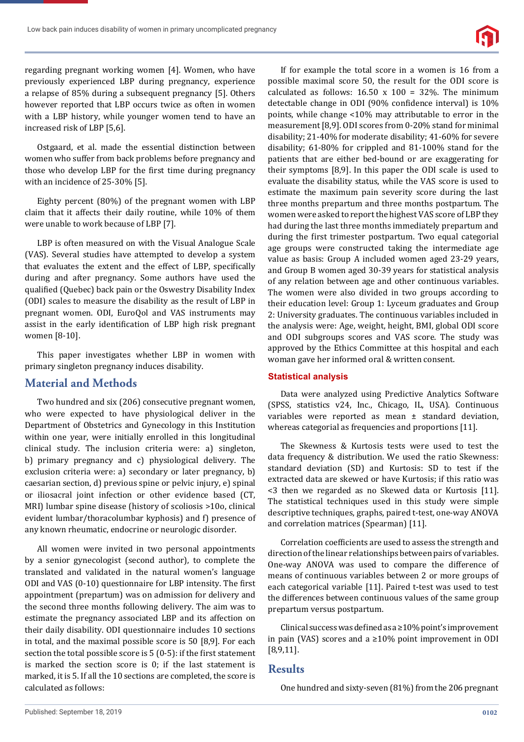regarding pregnant working women [4]. Women, who have previously experienced LBP during pregnancy, experience a relapse of 85% during a subsequent pregnancy [5]. Others however reported that LBP occurs twice as often in women with a LBP history, while younger women tend to have an increased risk of LBP [5,6].

Ostgaard, et al. made the essential distinction between women who suffer from back problems before pregnancy and those who develop LBP for the first time during pregnancy with an incidence of 25-30% [5].

Eighty percent (80%) of the pregnant women with LBP claim that it affects their daily routine, while 10% of them were unable to work because of LBP [7].

LBP is often measured on with the Visual Analogue Scale (VAS). Several studies have attempted to develop a system that evaluates the extent and the effect of LBP, specifically during and after pregnancy. Some authors have used the qualified (Quebec) back pain or the Oswestry Disability Index (ODI) scales to measure the disability as the result of LBP in pregnant women. ODI, EuroQol and VAS instruments may assist in the early identification of LBP high risk pregnant women [8-10].

This paper investigates whether LBP in women with primary singleton pregnancy induces disability.

## Material and Methods

Two hundred and six (206) consecutive pregnant women, who were expected to have physiological deliver in the Department of Obstetrics and Gynecology in this Institution within one year, were initially enrolled in this longitudinal clinical study. The inclusion criteria were: a) singleton, b) primary pregnancy and c) physiological delivery. The exclusion criteria were: a) secondary or later pregnancy, b) caesarian section, d) previous spine or pelvic injury, e) spinal or iliosacral joint infection or other evidence based (CT, MRI) lumbar spine disease (history of scoliosis >10o, clinical evident lumbar/thoracolumbar kyphosis) and f) presence of any known rheumatic, endocrine or neurologic disorder.

All women were invited in two personal appointments by a senior gynecologist (second author), to complete the translated and validated in the natural women's language ODI and VAS (0-10) questionnaire for LBP intensity. The first appointment (prepartum) was on admission for delivery and the second three months following delivery. The aim was to estimate the pregnancy associated LBP and its affection on their daily disability. ODI questionnaire includes 10 sections in total, and the maximal possible score is 50 [8,9]. For each section the total possible score is 5 (0-5): if the first statement is marked the section score is 0; if the last statement is marked, it is 5. If all the 10 sections are completed, the score is calculated as follows:

If for example the total score in a women is 16 from a possible maximal score 50, the result for the ODI score is calculated as follows: 16.50 x 100 = 32%. The minimum detectable change in ODI (90% confidence interval) is 10% points, while change <10% may attributable to error in the measurement [8,9]. ODI scores from 0-20% stand for minimal disability; 21-40% for moderate disability; 41-60% for severe disability; 61-80% for crippled and 81-100% stand for the patients that are either bed-bound or are exaggerating for their symptoms [8,9]. In this paper the ODI scale is used to evaluate the disability status, while the VAS score is used to estimate the maximum pain severity score during the last three months prepartum and three months postpartum. The women were asked to report the highest VAS score of LBP they had during the last three months immediately prepartum and during the first trimester postpartum. Two equal categorial age groups were constructed taking the intermediate age value as basis: Group A included women aged 23-29 years, and Group B women aged 30-39 years for statistical analysis of any relation between age and other continuous variables. The women were also divided in two groups according to their education level: Group 1: Lyceum graduates and Group 2: University graduates. The continuous variables included in the analysis were: Age, weight, height, BMI, global ODI score and ODI subgroups scores and VAS score. The study was approved by the Ethics Committee at this hospital and each woman gave her informed oral & written consent.

### Statistical analysis

Data were analyzed using Predictive Analytics Software (SPSS, statistics v24, Inc., Chicago, IL, USA). Continuous variables were reported as mean ± standard deviation, whereas categorial as frequencies and proportions [11].

The Skewness & Kurtosis tests were used to test the data frequency & distribution. We used the ratio Skewness: standard deviation (SD) and Kurtosis: SD to test if the extracted data are skewed or have Kurtosis; if this ratio was <3 then we regarded as no Skewed data or Kurtosis [11]. The statistical techniques used in this study were simple descriptive techniques, graphs, paired t-test, one-way ANOVA and correlation matrices (Spearman) [11].

Correlation coefficients are used to assess the strength and direction of the linear relationships between pairs of variables. One-way ANOVA was used to compare the difference of means of continuous variables between 2 or more groups of each categorical variable [11]. Paired t-test was used to test the differences between continuous values of the same group prepartum versus postpartum.

Clinical success was defined as a ≥10% point's improvement in pain (VAS) scores and a ≥10% point improvement in ODI [8,9,11].

## Results

One hundred and sixty-seven (81%) from the 206 pregnant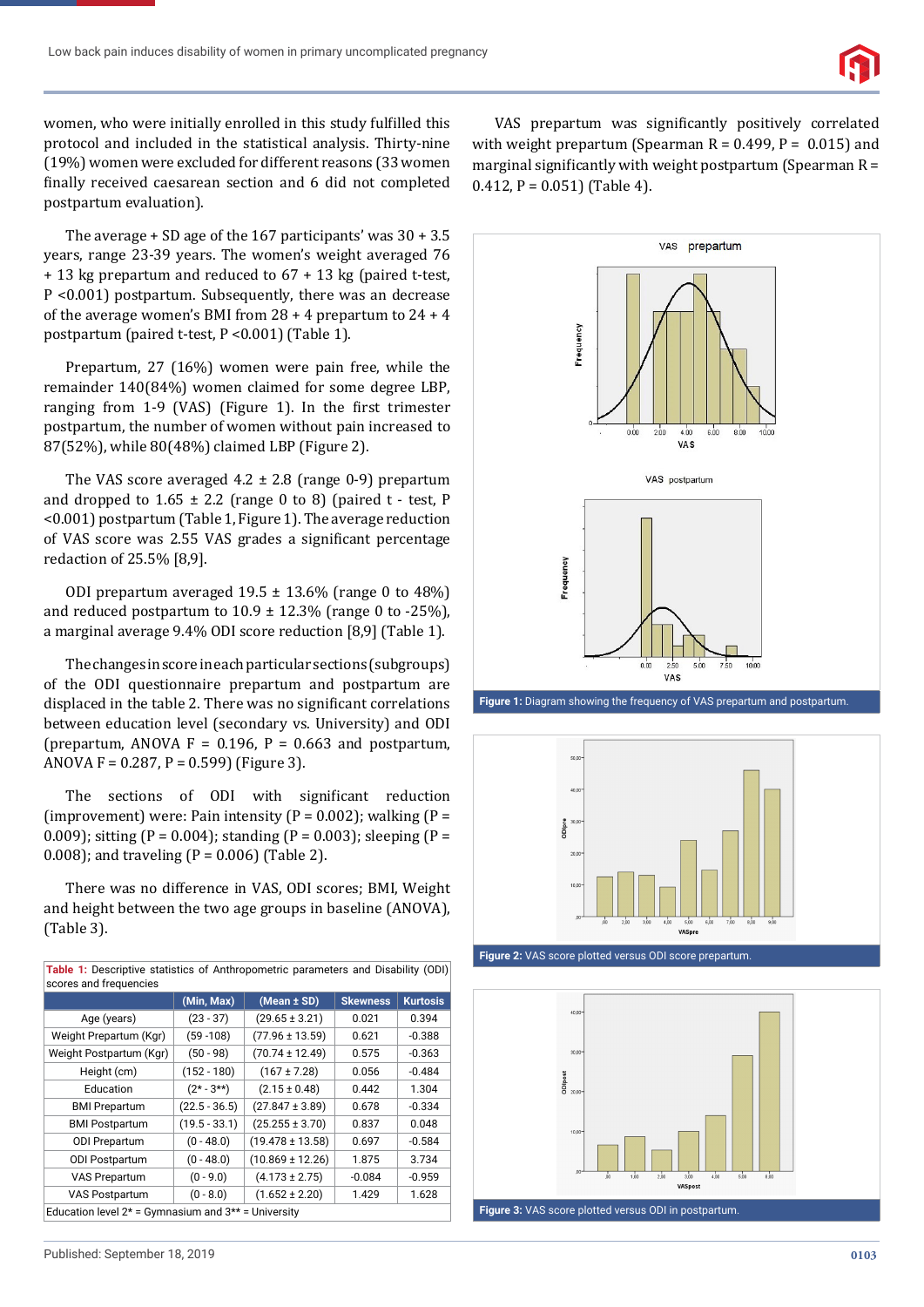women, who were initially enrolled in this study fulfilled this protocol and included in the statistical analysis. Thirty-nine (19%) women were excluded for different reasons (33 women finally received caesarean section and 6 did not completed postpartum evaluation).

The average + SD age of the 167 participants' was 30 + 3.5 years, range 23-39 years. The women's weight averaged 76 + 13 kg prepartum and reduced to 67 + 13 kg (paired t-test, P <0.001) postpartum. Subsequently, there was an decrease of the average women's BMI from 28 + 4 prepartum to 24 + 4 postpartum (paired t-test, P <0.001) (Table 1).

Prepartum, 27 (16%) women were pain free, while the remainder 140(84%) women claimed for some degree LBP, ranging from 1-9 (VAS) (Figure 1). In the first trimester postpartum, the number of women without pain increased to 87(52%), while 80(48%) claimed LBP (Figure 2).

The VAS score averaged 4.2 ± 2.8 (range 0-9) prepartum and dropped to 1.65 ± 2.2 (range 0 to 8) (paired t - test, P <0.001) postpartum (Table 1, Figure 1). The average reduction of VAS score was 2.55 VAS grades a significant percentage redaction of 25.5% [8,9].

ODI prepartum averaged 19.5 ± 13.6% (range 0 to 48%) and reduced postpartum to 10.9 ± 12.3% (range 0 to -25%), a marginal average 9.4% ODI score reduction [8,9] (Table 1).

The changes in score in each particular sections (subgroups) of the ODI questionnaire prepartum and postpartum are displaced in the table 2. There was no significant correlations between education level (secondary vs. University) and ODI (prepartum, ANOVA F = 0.196, P = 0.663 and postpartum, ANOVA F = 0.287, P = 0.599) (Figure 3).

The sections of ODI with significant reduction (improvement) were: Pain intensity (P = 0.002); walking (P = 0.009); sitting (P = 0.004); standing (P = 0.003); sleeping (P = 0.008); and traveling (P = 0.006) (Table 2).

There was no difference in VAS, ODI scores; BMI, Weight and height between the two age groups in baseline (ANOVA), (Table 3).

**Table 1:** Descriptive statistics of Anthropometric parameters and Disability (ODI) scores and frequencies

| | (Min, Max) | (Mean ± SD) | Skewness | Kurtosis |
|---|---|---|---|---|
| Age (years) | (23 - 37) | (29.65 ± 3.21) | 0.021 | 0.394 |
| Weight Prepartum (Kgr) | (59 -108) | (77.96 ± 13.59) | 0.621 | -0.388 |
| Weight Postpartum (Kgr) | (50 - 98) | (70.74 ± 12.49) | 0.575 | -0.363 |
| Height (cm) | (152 - 180) | (167 ± 7.28) | 0.056 | -0.484 |
| Education | (2* - 3**) | (2.15 ± 0.48) | 0.442 | 1.304 |
| BMI Prepartum | (22.5 - 36.5) | (27.847 ± 3.89) | 0.678 | -0.334 |
| BMI Postpartum | (19.5 - 33.1) | (25.255 ± 3.70) | 0.837 | 0.048 |
| ODI Prepartum | (0 - 48.0) | (19.478 ± 13.58) | 0.697 | -0.584 |
| ODI Postpartum | (0 - 48.0) | (10.869 ± 12.26) | 1.875 | 3.734 |
| VAS Prepartum | (0 - 9.0) | (4.173 ± 2.75) | -0.084 | -0.959 |
| VAS Postpartum | (0 - 8.0) | (1.652 ± 2.20) | 1.429 | 1.628 |

Education level 2* = Gymnasium and 3** = University

VAS prepartum was significantly positively correlated with weight prepartum (Spearman R = 0.499, P = 0.015) and marginal significantly with weight postpartum (Spearman R = 0.412, P = 0.051) (Table 4).

**Figure 1:** Diagram showing the frequency of VAS prepartum and postpartum.

**Figure 2:** VAS score plotted versus ODI score prepartum.

**Figure 3:** VAS score plotted versus ODI in postpartum.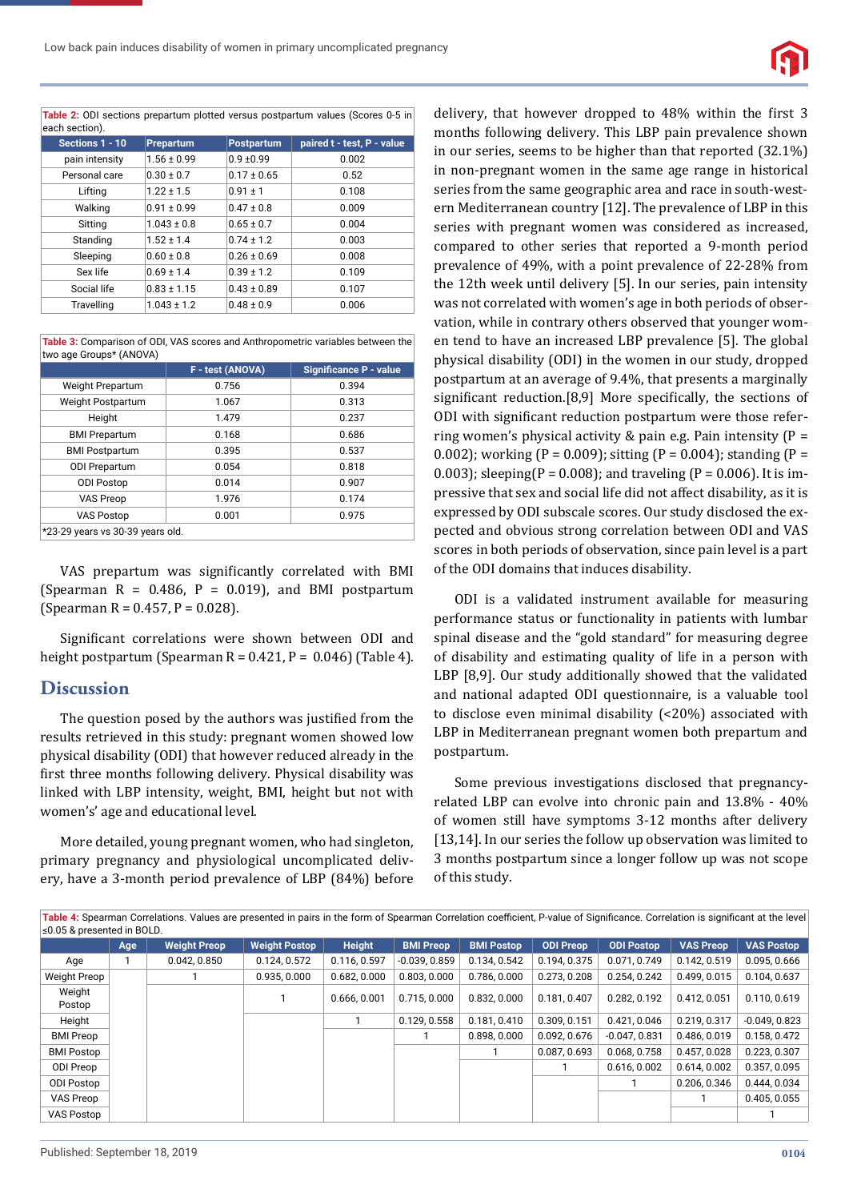**Table 2:** ODI sections prepartum plotted versus postpartum values (Scores 0-5 in each section).

| Sections 1 - 10 | Prepartum | Postpartum | paired t - test, P - value |
|---|---|---|---|
| pain intensity | 1.56 ± 0.99 | 0.9 ±0.99 | 0.002 |
| Personal care | 0.30 ± 0.7 | 0.17 ± 0.65 | 0.52 |
| Lifting | 1.22 ± 1.5 | 0.91 ± 1 | 0.108 |
| Walking | 0.91 ± 0.99 | 0.47 ± 0.8 | 0.009 |
| Sitting | 1.043 ± 0.8 | 0.65 ± 0.7 | 0.004 |
| Standing | 1.52 ± 1.4 | 0.74 ± 1.2 | 0.003 |
| Sleeping | 0.60 ± 0.8 | 0.26 ± 0.69 | 0.008 |
| Sex life | 0.69 ± 1.4 | 0.39 ± 1.2 | 0.109 |
| Social life | 0.83 ± 1.15 | 0.43 ± 0.89 | 0.107 |
| Travelling | 1.043 ± 1.2 | 0.48 ± 0.9 | 0.006 |

**Table 3:** Comparison of ODI, VAS scores and Anthropometric variables between the two age Groups* (ANOVA)

| | F - test (ANOVA) | Significance P - value |
|---|---|---|
| Weight Prepartum | 0.756 | 0.394 |
| Weight Postpartum | 1.067 | 0.313 |
| Height | 1.479 | 0.237 |
| BMI Prepartum | 0.168 | 0.686 |
| BMI Postpartum | 0.395 | 0.537 |
| ODI Prepartum | 0.054 | 0.818 |
| ODI Postop | 0.014 | 0.907 |
| VAS Preop | 1.976 | 0.174 |
| VAS Postop | 0.001 | 0.975 |

*23-29 years vs 30-39 years old.

VAS prepartum was significantly correlated with BMI (Spearman R = 0.486, P = 0.019), and BMI postpartum (Spearman R = 0.457, P = 0.028).

Significant correlations were shown between ODI and height postpartum (Spearman R = 0.421, P = 0.046) (Table 4).

## Discussion

The question posed by the authors was justified from the results retrieved in this study: pregnant women showed low physical disability (ODI) that however reduced already in the first three months following delivery. Physical disability was linked with LBP intensity, weight, BMI, height but not with women's' age and educational level.

More detailed, young pregnant women, who had singleton, primary pregnancy and physiological uncomplicated delivery, have a 3-month period prevalence of LBP (84%) before delivery, that however dropped to 48% within the first 3 months following delivery. This LBP pain prevalence shown in our series, seems to be higher than that reported (32.1%) in non-pregnant women in the same age range in historical series from the same geographic area and race in south-western Mediterranean country [12]. The prevalence of LBP in this series with pregnant women was considered as increased, compared to other series that reported a 9-month period prevalence of 49%, with a point prevalence of 22-28% from the 12th week until delivery [5]. In our series, pain intensity was not correlated with women's age in both periods of observation, while in contrary others observed that younger women tend to have an increased LBP prevalence [5]. The global physical disability (ODI) in the women in our study, dropped postpartum at an average of 9.4%, that presents a marginally significant reduction.[8,9] More specifically, the sections of ODI with significant reduction postpartum were those referring women's physical activity & pain e.g. Pain intensity (P = 0.002); working (P = 0.009); sitting (P = 0.004); standing (P = 0.003); sleeping(P = 0.008); and traveling (P = 0.006). It is impressive that sex and social life did not affect disability, as it is expressed by ODI subscale scores. Our study disclosed the expected and obvious strong correlation between ODI and VAS scores in both periods of observation, since pain level is a part of the ODI domains that induces disability.

ODI is a validated instrument available for measuring performance status or functionality in patients with lumbar spinal disease and the "gold standard" for measuring degree of disability and estimating quality of life in a person with LBP [8,9]. Our study additionally showed that the validated and national adapted ODI questionnaire, is a valuable tool to disclose even minimal disability (<20%) associated with LBP in Mediterranean pregnant women both prepartum and postpartum.

Some previous investigations disclosed that pregnancy-related LBP can evolve into chronic pain and 13.8% - 40% of women still have symptoms 3-12 months after delivery [13,14]. In our series the follow up observation was limited to 3 months postpartum since a longer follow up was not scope of this study.

**Table 4:** Spearman Correlations. Values are presented in pairs in the form of Spearman Correlation coefficient, P-value of Significance. Correlation is significant at the level ≤0.05 & presented in BOLD.

| | Age | Weight Preop | Weight Postop | Height | BMI Preop | BMI Postop | ODI Preop | ODI Postop | VAS Preop | VAS Postop |
|---|---|---|---|---|---|---|---|---|---|---|
| Age | 1 | 0.042, 0.850 | 0.124, 0.572 | 0.116, 0.597 | -0.039, 0.859 | 0.134, 0.542 | 0.194, 0.375 | 0.071, 0.749 | 0.142, 0.519 | 0.095, 0.666 |
| Weight Preop | | 1 | 0.935, 0.000 | 0.682, 0.000 | 0.803, 0.000 | 0.786, 0.000 | 0.273, 0.208 | 0.254, 0.242 | 0.499, 0.015 | 0.104, 0.637 |
| Weight Postop | | | 1 | 0.666, 0.001 | 0.715, 0.000 | 0.832, 0.000 | 0.181, 0.407 | 0.282, 0.192 | 0.412, 0.051 | 0.110, 0.619 |
| Height | | | | 1 | 0.129, 0.558 | 0.181, 0.410 | 0.309, 0.151 | 0.421, 0.046 | 0.219, 0.317 | -0.049, 0.823 |
| BMI Preop | | | | | 1 | 0.898, 0.000 | 0.092, 0.676 | -0.047, 0.831 | 0.486, 0.019 | 0.158, 0.472 |
| BMI Postop | | | | | | 1 | 0.087, 0.693 | 0.068, 0.758 | 0.457, 0.028 | 0.223, 0.307 |
| ODI Preop | | | | | | | 1 | 0.616, 0.002 | 0.614, 0.002 | 0.357, 0.095 |
| ODI Postop | | | | | | | | 1 | 0.206, 0.346 | 0.444, 0.034 |
| VAS Preop | | | | | | | | | 1 | 0.405, 0.055 |
| VAS Postop | | | | | | | | | | 1 |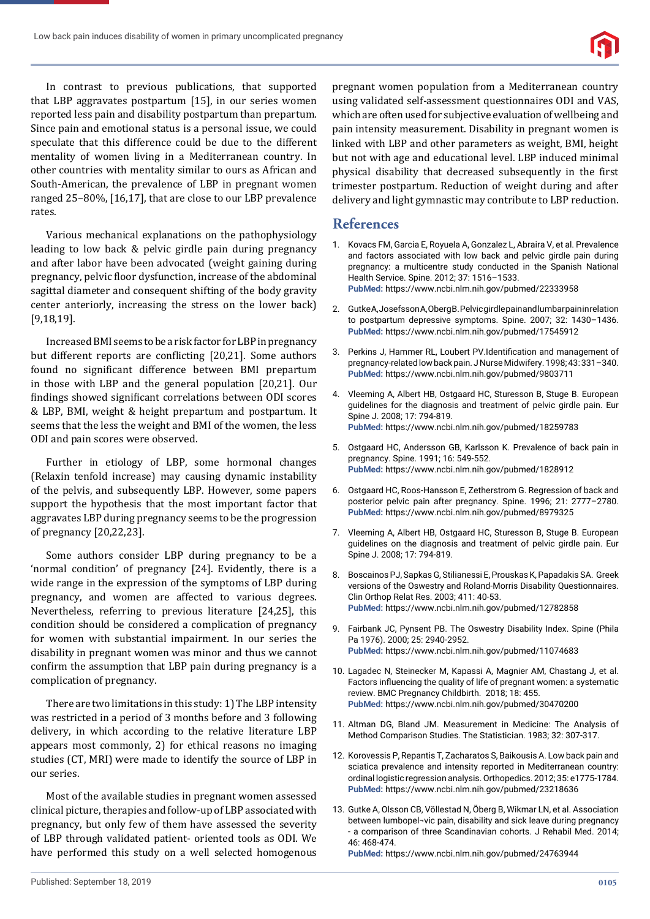In contrast to previous publications, that supported that LBP aggravates postpartum [15], in our series women reported less pain and disability postpartum than prepartum. Since pain and emotional status is a personal issue, we could speculate that this difference could be due to the different mentality of women living in a Mediterranean country. In other countries with mentality similar to ours as African and South-American, the prevalence of LBP in pregnant women ranged 25–80%, [16,17], that are close to our LBP prevalence rates.

Various mechanical explanations on the pathophysiology leading to low back & pelvic girdle pain during pregnancy and after labor have been advocated (weight gaining during pregnancy, pelvic floor dysfunction, increase of the abdominal sagittal diameter and consequent shifting of the body gravity center anteriorly, increasing the stress on the lower back) [9,18,19].

Increased BMI seems to be a risk factor for LBP in pregnancy but different reports are conflicting [20,21]. Some authors found no significant difference between BMI prepartum in those with LBP and the general population [20,21]. Our findings showed significant correlations between ODI scores & LBP, BMI, weight & height prepartum and postpartum. It seems that the less the weight and BMI of the women, the less ODI and pain scores were observed.

Further in etiology of LBP, some hormonal changes (Relaxin tenfold increase) may causing dynamic instability of the pelvis, and subsequently LBP. However, some papers support the hypothesis that the most important factor that aggravates LBP during pregnancy seems to be the progression of pregnancy [20,22,23].

Some authors consider LBP during pregnancy to be a 'normal condition' of pregnancy [24]. Evidently, there is a wide range in the expression of the symptoms of LBP during pregnancy, and women are affected to various degrees. Nevertheless, referring to previous literature [24,25], this condition should be considered a complication of pregnancy for women with substantial impairment. In our series the disability in pregnant women was minor and thus we cannot confirm the assumption that LBP pain during pregnancy is a complication of pregnancy.

There are two limitations in this study: 1) The LBP intensity was restricted in a period of 3 months before and 3 following delivery, in which according to the relative literature LBP appears most commonly, 2) for ethical reasons no imaging studies (CT, MRI) were made to identify the source of LBP in our series.

Most of the available studies in pregnant women assessed clinical picture, therapies and follow-up of LBP associated with pregnancy, but only few of them have assessed the severity of LBP through validated patient- oriented tools as ODI. We have performed this study on a well selected homogenous pregnant women population from a Mediterranean country using validated self-assessment questionnaires ODI and VAS, which are often used for subjective evaluation of wellbeing and pain intensity measurement. Disability in pregnant women is linked with LBP and other parameters as weight, BMI, height but not with age and educational level. LBP induced minimal physical disability that decreased subsequently in the first trimester postpartum. Reduction of weight during and after delivery and light gymnastic may contribute to LBP reduction.

## References

1. Kovacs FM, Garcia E, Royuela A, Gonzalez L, Abraira V, et al. Prevalence and factors associated with low back and pelvic girdle pain during pregnancy: a multicentre study conducted in the Spanish National Health Service. Spine. 2012; 37: 1516–1533. **PubMed:** https://www.ncbi.nlm.nih.gov/pubmed/22333958
2. Gutke A, Josefsson A, Oberg B. Pelvic girdle pain and lumbar pain in relation to postpartum depressive symptoms. Spine. 2007; 32: 1430–1436. **PubMed:** https://www.ncbi.nlm.nih.gov/pubmed/17545912
3. Perkins J, Hammer RL, Loubert PV.Identification and management of pregnancy-related low back pain. J Nurse Midwifery. 1998; 43: 331–340. **PubMed:** https://www.ncbi.nlm.nih.gov/pubmed/9803711
4. Vleeming A, Albert HB, Ostgaard HC, Sturesson B, Stuge B. European guidelines for the diagnosis and treatment of pelvic girdle pain. Eur Spine J. 2008; 17: 794-819. **PubMed:** https://www.ncbi.nlm.nih.gov/pubmed/18259783
5. Ostgaard HC, Andersson GB, Karlsson K. Prevalence of back pain in pregnancy. Spine. 1991; 16: 549-552. **PubMed:** https://www.ncbi.nlm.nih.gov/pubmed/1828912
6. Ostgaard HC, Roos-Hansson E, Zetherstrom G. Regression of back and posterior pelvic pain after pregnancy. Spine. 1996; 21: 2777–2780. **PubMed:** https://www.ncbi.nlm.nih.gov/pubmed/8979325
7. Vleeming A, Albert HB, Ostgaard HC, Sturesson B, Stuge B. European guidelines on the diagnosis and treatment of pelvic girdle pain. Eur Spine J. 2008; 17: 794-819.
8. Boscainos PJ, Sapkas G, Stilianessi E, Prouskas K, Papadakis SA. Greek versions of the Oswestry and Roland-Morris Disability Questionnaires. Clin Orthop Relat Res. 2003; 411: 40-53. **PubMed:** https://www.ncbi.nlm.nih.gov/pubmed/12782858
9. Fairbank JC, Pynsent PB. The Oswestry Disability Index. Spine (Phila Pa 1976). 2000; 25: 2940-2952. **PubMed:** https://www.ncbi.nlm.nih.gov/pubmed/11074683
10. Lagadec N, Steinecker M, Kapassi A, Magnier AM, Chastang J, et al. Factors influencing the quality of life of pregnant women: a systematic review. BMC Pregnancy Childbirth. 2018; 18: 455. **PubMed:** https://www.ncbi.nlm.nih.gov/pubmed/30470200
11. Altman DG, Bland JM. Measurement in Medicine: The Analysis of Method Comparison Studies. The Statistician. 1983; 32: 307-317.
12. Korovessis P, Repantis T, Zacharatos S, Baikousis A. Low back pain and sciatica prevalence and intensity reported in Mediterranean country: ordinal logistic regression analysis. Orthopedics. 2012; 35: e1775-1784. **PubMed:** https://www.ncbi.nlm.nih.gov/pubmed/23218636
13. Gutke A, Olsson CB, Völlestad N, Öberg B, Wikmar LN, et al. Association between lumbopel¬vic pain, disability and sick leave during pregnancy - a comparison of three Scandinavian cohorts. J Rehabil Med. 2014; 46: 468-474. **PubMed:** https://www.ncbi.nlm.nih.gov/pubmed/24763944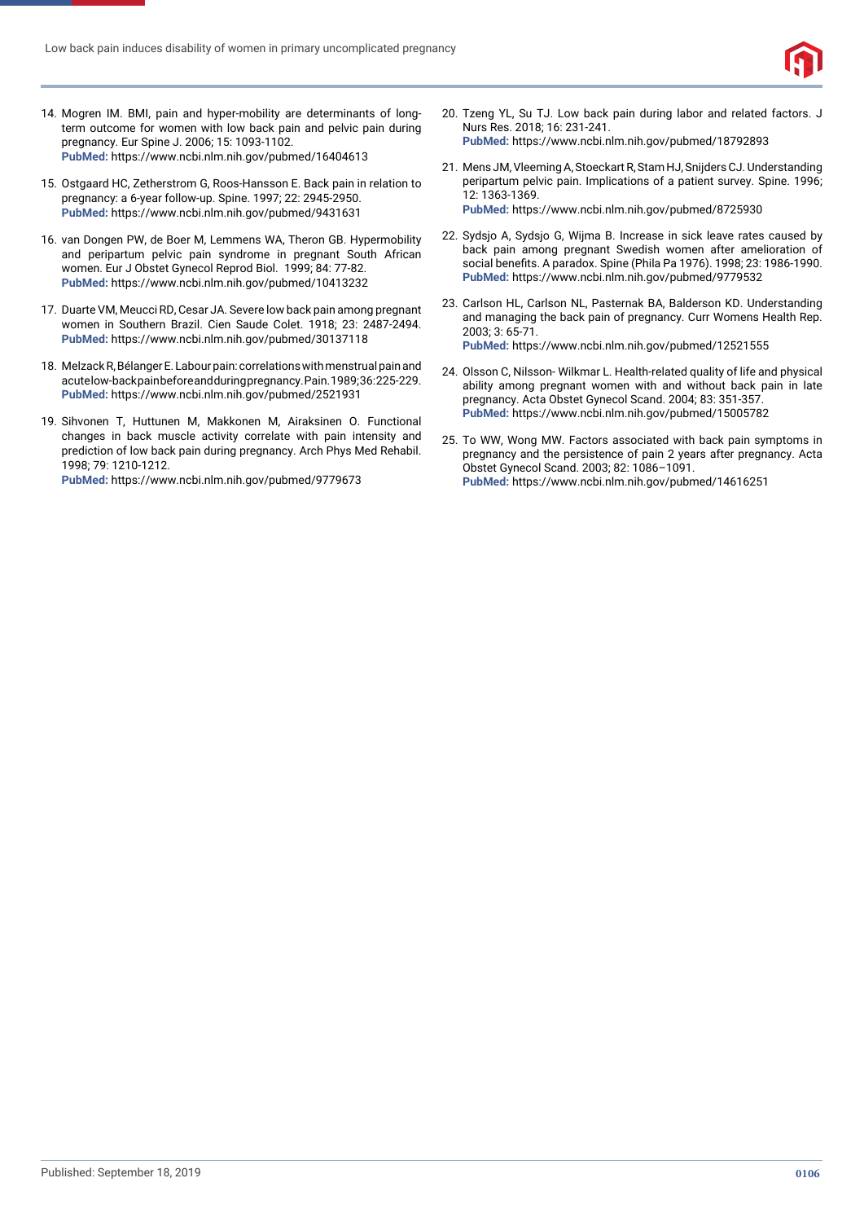14. Mogren IM. BMI, pain and hyper-mobility are determinants of long-term outcome for women with low back pain and pelvic pain during pregnancy. Eur Spine J. 2006; 15: 1093-1102.
**PubMed:** https://www.ncbi.nlm.nih.gov/pubmed/16404613

15. Ostgaard HC, Zetherstrom G, Roos-Hansson E. Back pain in relation to pregnancy: a 6-year follow-up. Spine. 1997; 22: 2945-2950.
**PubMed:** https://www.ncbi.nlm.nih.gov/pubmed/9431631

16. van Dongen PW, de Boer M, Lemmens WA, Theron GB. Hypermobility and peripartum pelvic pain syndrome in pregnant South African women. Eur J Obstet Gynecol Reprod Biol. 1999; 84: 77-82.
**PubMed:** https://www.ncbi.nlm.nih.gov/pubmed/10413232

17. Duarte VM, Meucci RD, Cesar JA. Severe low back pain among pregnant women in Southern Brazil. Cien Saude Colet. 1918; 23: 2487-2494.
**PubMed:** https://www.ncbi.nlm.nih.gov/pubmed/30137118

18. Melzack R, Bélanger E. Labour pain: correlations with menstrual pain and acute low-back pain before and during pregnancy. Pain. 1989;36:225-229.
**PubMed:** https://www.ncbi.nlm.nih.gov/pubmed/2521931

19. Sihvonen T, Huttunen M, Makkonen M, Airaksinen O. Functional changes in back muscle activity correlate with pain intensity and prediction of low back pain during pregnancy. Arch Phys Med Rehabil. 1998; 79: 1210-1212.
**PubMed:** https://www.ncbi.nlm.nih.gov/pubmed/9779673

20. Tzeng YL, Su TJ. Low back pain during labor and related factors. J Nurs Res. 2018; 16: 231-241.
**PubMed:** https://www.ncbi.nlm.nih.gov/pubmed/18792893

21. Mens JM, Vleeming A, Stoeckart R, Stam HJ, Snijders CJ. Understanding peripartum pelvic pain. Implications of a patient survey. Spine. 1996; 12: 1363-1369.
**PubMed:** https://www.ncbi.nlm.nih.gov/pubmed/8725930

22. Sydsjo A, Sydsjo G, Wijma B. Increase in sick leave rates caused by back pain among pregnant Swedish women after amelioration of social benefits. A paradox. Spine (Phila Pa 1976). 1998; 23: 1986-1990.
**PubMed:** https://www.ncbi.nlm.nih.gov/pubmed/9779532

23. Carlson HL, Carlson NL, Pasternak BA, Balderson KD. Understanding and managing the back pain of pregnancy. Curr Womens Health Rep. 2003; 3: 65-71.
**PubMed:** https://www.ncbi.nlm.nih.gov/pubmed/12521555

24. Olsson C, Nilsson- Wilkmar L. Health-related quality of life and physical ability among pregnant women with and without back pain in late pregnancy. Acta Obstet Gynecol Scand. 2004; 83: 351-357.
**PubMed:** https://www.ncbi.nlm.nih.gov/pubmed/15005782

25. To WW, Wong MW. Factors associated with back pain symptoms in pregnancy and the persistence of pain 2 years after pregnancy. Acta Obstet Gynecol Scand. 2003; 82: 1086–1091.
**PubMed:** https://www.ncbi.nlm.nih.gov/pubmed/14616251